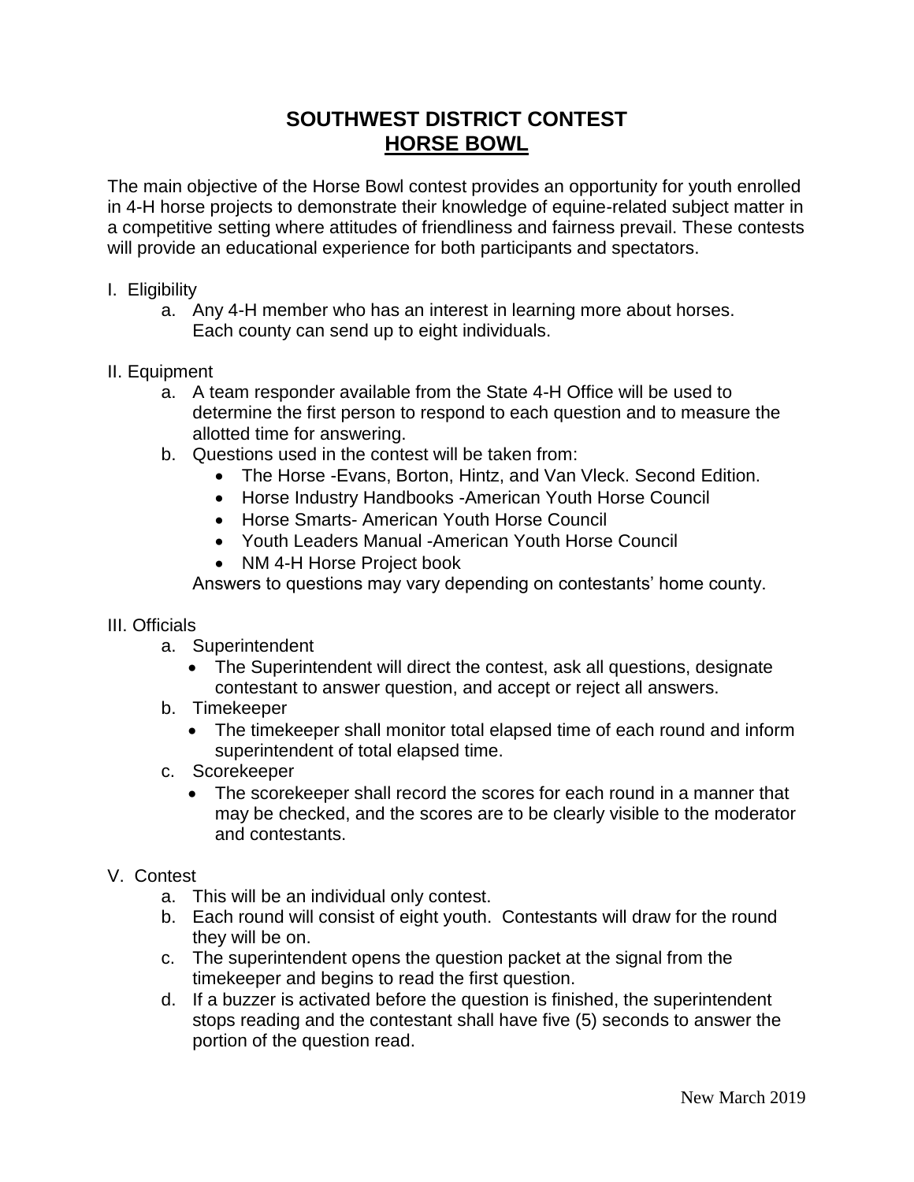# SOUTHWEST DISTRICT CONTEST
## HORSE BOWL

The main objective of the Horse Bowl contest provides an opportunity for youth enrolled in 4-H horse projects to demonstrate their knowledge of equine-related subject matter in a competitive setting where attitudes of friendliness and fairness prevail. These contests will provide an educational experience for both participants and spectators.

I. Eligibility

  a. Any 4-H member who has an interest in learning more about horses. Each county can send up to eight individuals.

II. Equipment

  a. A team responder available from the State 4-H Office will be used to determine the first person to respond to each question and to measure the allotted time for answering.
  b. Questions used in the contest will be taken from:
     - The Horse -Evans, Borton, Hintz, and Van Vleck. Second Edition.
     - Horse Industry Handbooks -American Youth Horse Council
     - Horse Smarts- American Youth Horse Council
     - Youth Leaders Manual -American Youth Horse Council
     - NM 4-H Horse Project book

     Answers to questions may vary depending on contestants' home county.

III. Officials

  a. Superintendent
     - The Superintendent will direct the contest, ask all questions, designate contestant to answer question, and accept or reject all answers.
  b. Timekeeper
     - The timekeeper shall monitor total elapsed time of each round and inform superintendent of total elapsed time.
  c. Scorekeeper
     - The scorekeeper shall record the scores for each round in a manner that may be checked, and the scores are to be clearly visible to the moderator and contestants.

V. Contest

  a. This will be an individual only contest.
  b. Each round will consist of eight youth. Contestants will draw for the round they will be on.
  c. The superintendent opens the question packet at the signal from the timekeeper and begins to read the first question.
  d. If a buzzer is activated before the question is finished, the superintendent stops reading and the contestant shall have five (5) seconds to answer the portion of the question read.

New March 2019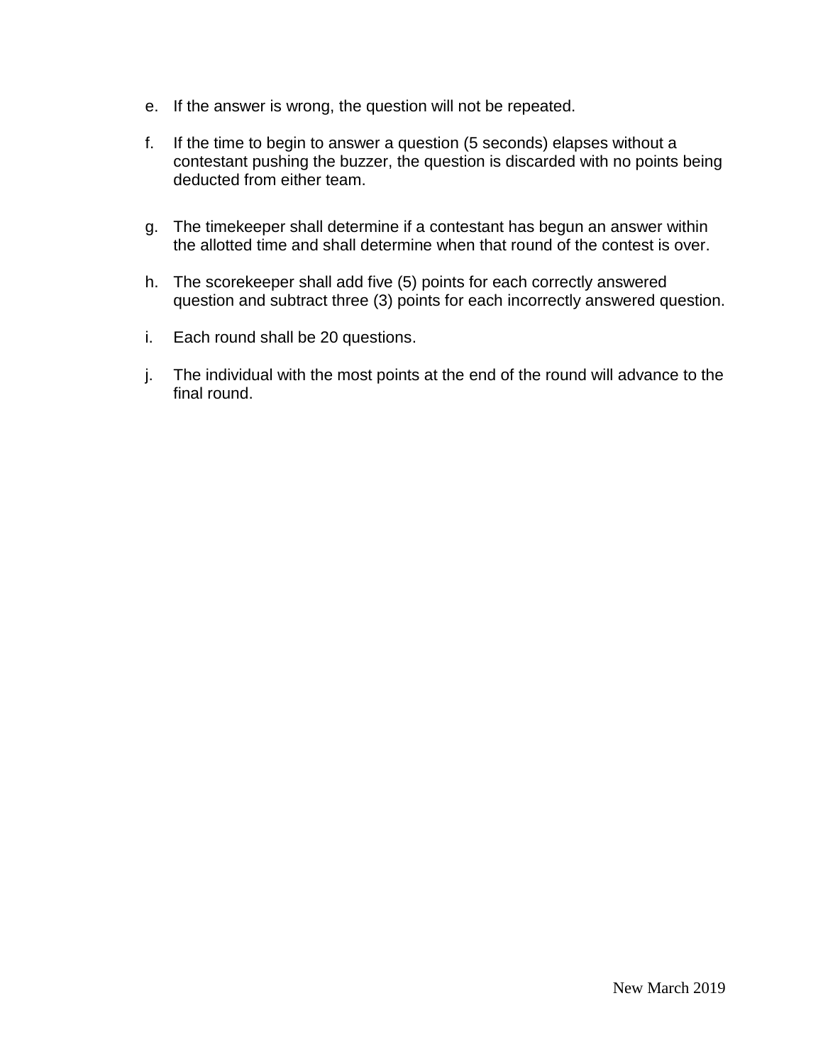e. If the answer is wrong, the question will not be repeated.

f. If the time to begin to answer a question (5 seconds) elapses without a contestant pushing the buzzer, the question is discarded with no points being deducted from either team.

g. The timekeeper shall determine if a contestant has begun an answer within the allotted time and shall determine when that round of the contest is over.

h. The scorekeeper shall add five (5) points for each correctly answered question and subtract three (3) points for each incorrectly answered question.

i. Each round shall be 20 questions.

j. The individual with the most points at the end of the round will advance to the final round.

New March 2019